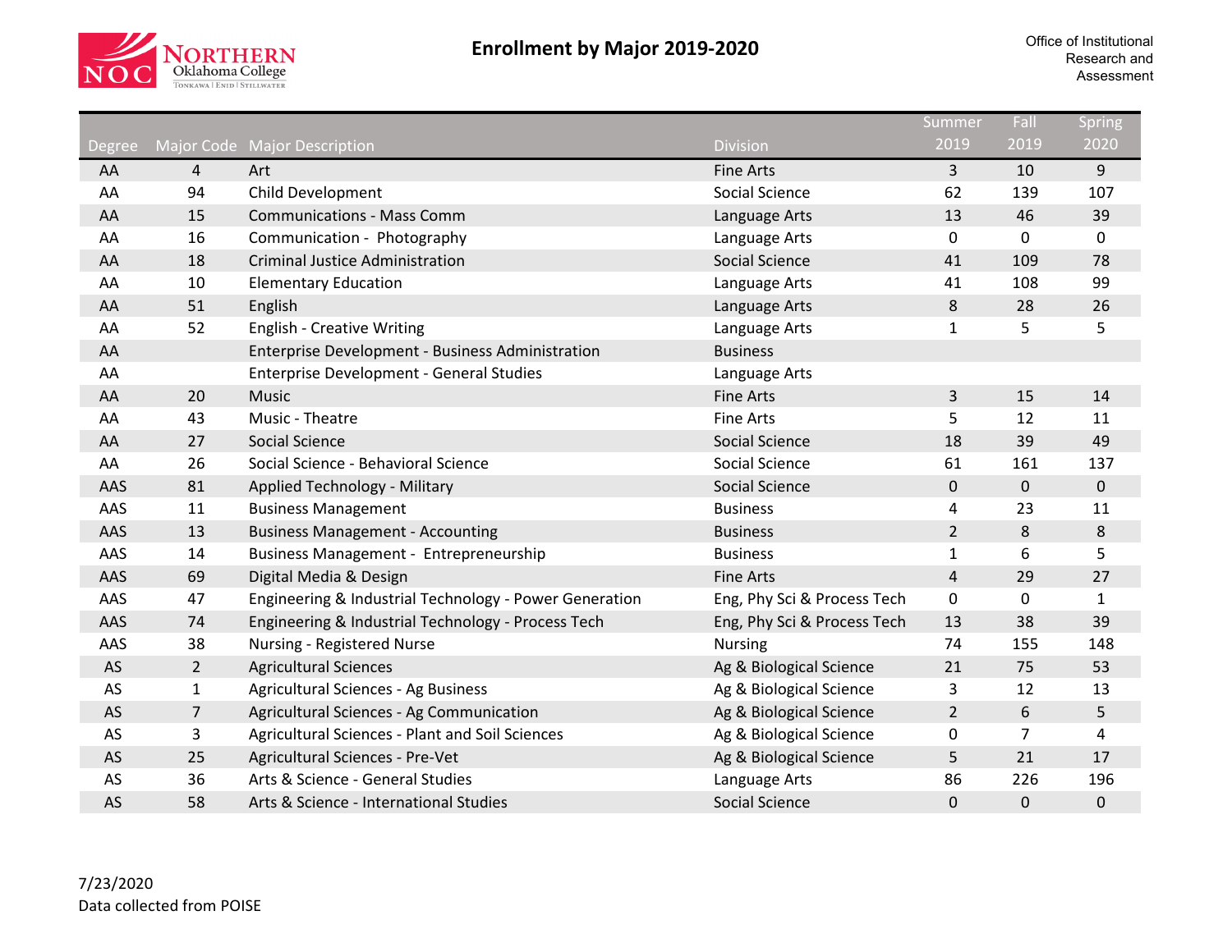Northern Oklahoma College
Tonkawa | Enid | Stillwater

# Enrollment by Major 2019-2020

Office of Institutional Research and Assessment

| Degree | Major Code | Major Description | Division | Summer 2019 | Fall 2019 | Spring 2020 |
|---|---|---|---|---|---|---|
| AA | 4 | Art | Fine Arts | 3 | 10 | 9 |
| AA | 94 | Child Development | Social Science | 62 | 139 | 107 |
| AA | 15 | Communications - Mass Comm | Language Arts | 13 | 46 | 39 |
| AA | 16 | Communication - Photography | Language Arts | 0 | 0 | 0 |
| AA | 18 | Criminal Justice Administration | Social Science | 41 | 109 | 78 |
| AA | 10 | Elementary Education | Language Arts | 41 | 108 | 99 |
| AA | 51 | English | Language Arts | 8 | 28 | 26 |
| AA | 52 | English - Creative Writing | Language Arts | 1 | 5 | 5 |
| AA | | Enterprise Development - Business Administration | Business | | | |
| AA | | Enterprise Development - General Studies | Language Arts | | | |
| AA | 20 | Music | Fine Arts | 3 | 15 | 14 |
| AA | 43 | Music - Theatre | Fine Arts | 5 | 12 | 11 |
| AA | 27 | Social Science | Social Science | 18 | 39 | 49 |
| AA | 26 | Social Science - Behavioral Science | Social Science | 61 | 161 | 137 |
| AAS | 81 | Applied Technology - Military | Social Science | 0 | 0 | 0 |
| AAS | 11 | Business Management | Business | 4 | 23 | 11 |
| AAS | 13 | Business Management - Accounting | Business | 2 | 8 | 8 |
| AAS | 14 | Business Management - Entrepreneurship | Business | 1 | 6 | 5 |
| AAS | 69 | Digital Media & Design | Fine Arts | 4 | 29 | 27 |
| AAS | 47 | Engineering & Industrial Technology - Power Generation | Eng, Phy Sci & Process Tech | 0 | 0 | 1 |
| AAS | 74 | Engineering & Industrial Technology - Process Tech | Eng, Phy Sci & Process Tech | 13 | 38 | 39 |
| AAS | 38 | Nursing - Registered Nurse | Nursing | 74 | 155 | 148 |
| AS | 2 | Agricultural Sciences | Ag & Biological Science | 21 | 75 | 53 |
| AS | 1 | Agricultural Sciences - Ag Business | Ag & Biological Science | 3 | 12 | 13 |
| AS | 7 | Agricultural Sciences - Ag Communication | Ag & Biological Science | 2 | 6 | 5 |
| AS | 3 | Agricultural Sciences - Plant and Soil Sciences | Ag & Biological Science | 0 | 7 | 4 |
| AS | 25 | Agricultural Sciences - Pre-Vet | Ag & Biological Science | 5 | 21 | 17 |
| AS | 36 | Arts & Science - General Studies | Language Arts | 86 | 226 | 196 |
| AS | 58 | Arts & Science - International Studies | Social Science | 0 | 0 | 0 |

7/23/2020
Data collected from POISE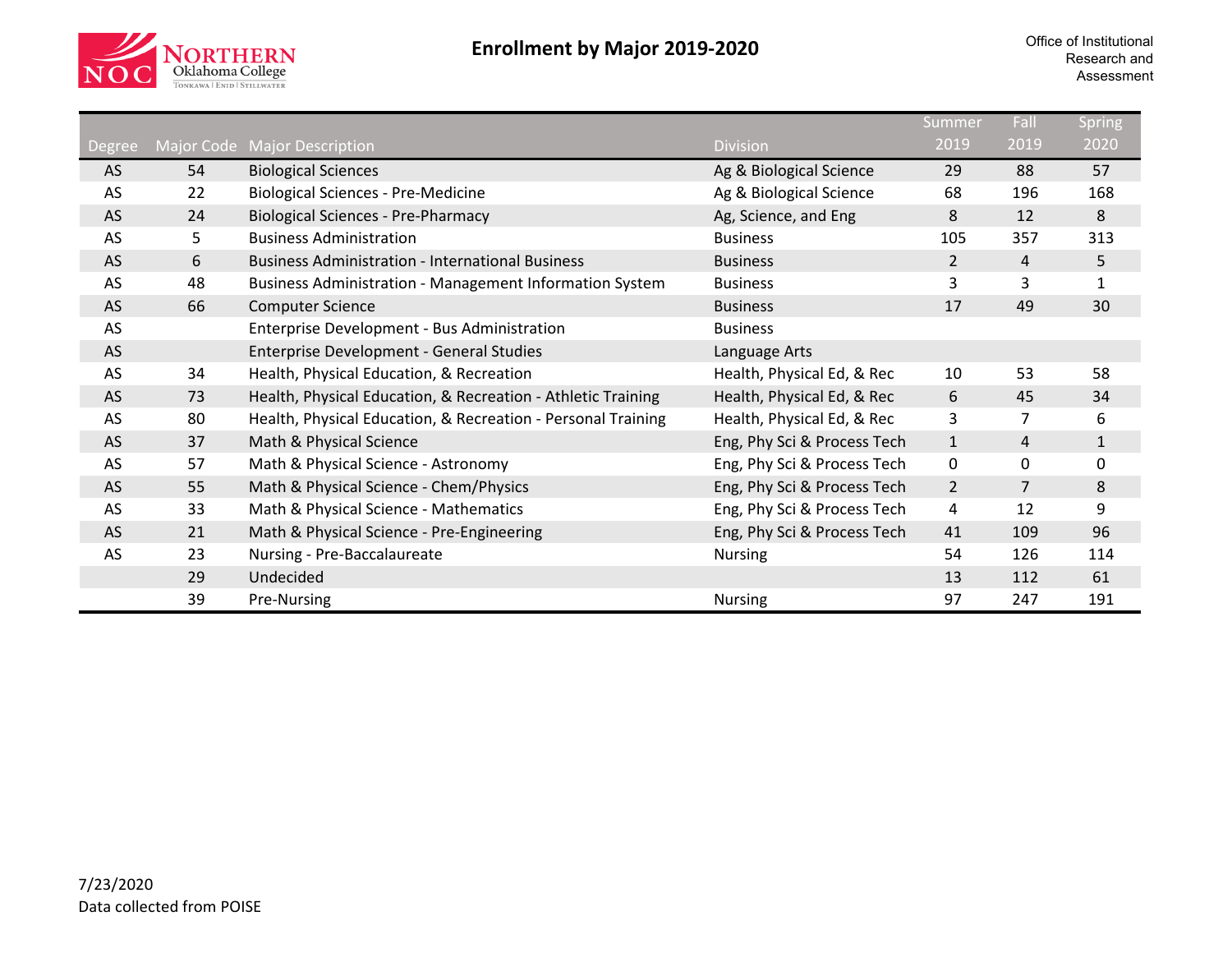# Enrollment by Major 2019-2020

Office of Institutional Research and Assessment

| Degree | Major Code | Major Description | Division | Summer 2019 | Fall 2019 | Spring 2020 |
|---|---|---|---|---|---|---|
| AS | 54 | Biological Sciences | Ag & Biological Science | 29 | 88 | 57 |
| AS | 22 | Biological Sciences - Pre-Medicine | Ag & Biological Science | 68 | 196 | 168 |
| AS | 24 | Biological Sciences - Pre-Pharmacy | Ag, Science, and Eng | 8 | 12 | 8 |
| AS | 5 | Business Administration | Business | 105 | 357 | 313 |
| AS | 6 | Business Administration - International Business | Business | 2 | 4 | 5 |
| AS | 48 | Business Administration - Management Information System | Business | 3 | 3 | 1 |
| AS | 66 | Computer Science | Business | 17 | 49 | 30 |
| AS | | Enterprise Development - Bus Administration | Business | | | |
| AS | | Enterprise Development - General Studies | Language Arts | | | |
| AS | 34 | Health, Physical Education, & Recreation | Health, Physical Ed, & Rec | 10 | 53 | 58 |
| AS | 73 | Health, Physical Education, & Recreation - Athletic Training | Health, Physical Ed, & Rec | 6 | 45 | 34 |
| AS | 80 | Health, Physical Education, & Recreation - Personal Training | Health, Physical Ed, & Rec | 3 | 7 | 6 |
| AS | 37 | Math & Physical Science | Eng, Phy Sci & Process Tech | 1 | 4 | 1 |
| AS | 57 | Math & Physical Science - Astronomy | Eng, Phy Sci & Process Tech | 0 | 0 | 0 |
| AS | 55 | Math & Physical Science - Chem/Physics | Eng, Phy Sci & Process Tech | 2 | 7 | 8 |
| AS | 33 | Math & Physical Science - Mathematics | Eng, Phy Sci & Process Tech | 4 | 12 | 9 |
| AS | 21 | Math & Physical Science - Pre-Engineering | Eng, Phy Sci & Process Tech | 41 | 109 | 96 |
| AS | 23 | Nursing - Pre-Baccalaureate | Nursing | 54 | 126 | 114 |
| | 29 | Undecided | | 13 | 112 | 61 |
| | 39 | Pre-Nursing | Nursing | 97 | 247 | 191 |

7/23/2020

Data collected from POISE